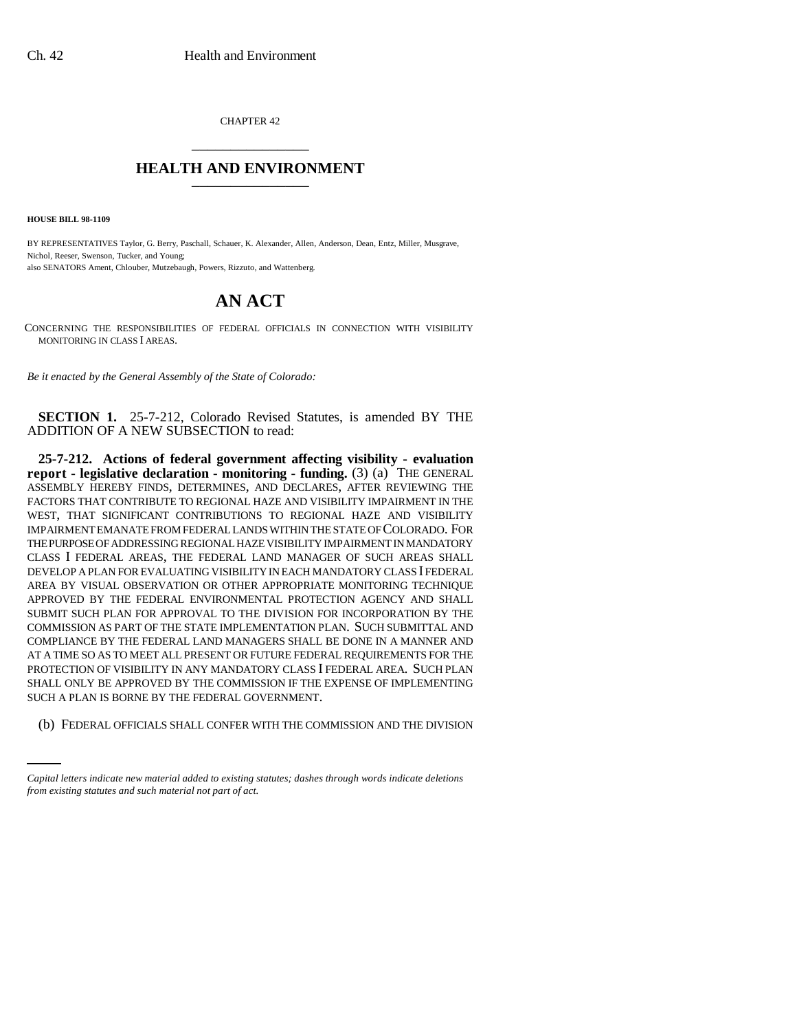CHAPTER 42

# HEALTH AND ENVIRONMENT

**HOUSE BILL 98-1109**

BY REPRESENTATIVES Taylor, G. Berry, Paschall, Schauer, K. Alexander, Allen, Anderson, Dean, Entz, Miller, Musgrave, Nichol, Reeser, Swenson, Tucker, and Young;
also SENATORS Ament, Chlouber, Mutzebaugh, Powers, Rizzuto, and Wattenberg.

# AN ACT

CONCERNING THE RESPONSIBILITIES OF FEDERAL OFFICIALS IN CONNECTION WITH VISIBILITY MONITORING IN CLASS I AREAS.

*Be it enacted by the General Assembly of the State of Colorado:*

**SECTION 1.** 25-7-212, Colorado Revised Statutes, is amended BY THE ADDITION OF A NEW SUBSECTION to read:

**25-7-212. Actions of federal government affecting visibility - evaluation report - legislative declaration - monitoring - funding.** (3) (a) THE GENERAL ASSEMBLY HEREBY FINDS, DETERMINES, AND DECLARES, AFTER REVIEWING THE FACTORS THAT CONTRIBUTE TO REGIONAL HAZE AND VISIBILITY IMPAIRMENT IN THE WEST, THAT SIGNIFICANT CONTRIBUTIONS TO REGIONAL HAZE AND VISIBILITY IMPAIRMENT EMANATE FROM FEDERAL LANDS WITHIN THE STATE OF COLORADO. FOR THE PURPOSE OF ADDRESSING REGIONAL HAZE VISIBILITY IMPAIRMENT IN MANDATORY CLASS I FEDERAL AREAS, THE FEDERAL LAND MANAGER OF SUCH AREAS SHALL DEVELOP A PLAN FOR EVALUATING VISIBILITY IN EACH MANDATORY CLASS I FEDERAL AREA BY VISUAL OBSERVATION OR OTHER APPROPRIATE MONITORING TECHNIQUE APPROVED BY THE FEDERAL ENVIRONMENTAL PROTECTION AGENCY AND SHALL SUBMIT SUCH PLAN FOR APPROVAL TO THE DIVISION FOR INCORPORATION BY THE COMMISSION AS PART OF THE STATE IMPLEMENTATION PLAN. SUCH SUBMITTAL AND COMPLIANCE BY THE FEDERAL LAND MANAGERS SHALL BE DONE IN A MANNER AND AT A TIME SO AS TO MEET ALL PRESENT OR FUTURE FEDERAL REQUIREMENTS FOR THE PROTECTION OF VISIBILITY IN ANY MANDATORY CLASS I FEDERAL AREA. SUCH PLAN SHALL ONLY BE APPROVED BY THE COMMISSION IF THE EXPENSE OF IMPLEMENTING SUCH A PLAN IS BORNE BY THE FEDERAL GOVERNMENT.

(b) FEDERAL OFFICIALS SHALL CONFER WITH THE COMMISSION AND THE DIVISION

*Capital letters indicate new material added to existing statutes; dashes through words indicate deletions from existing statutes and such material not part of act.*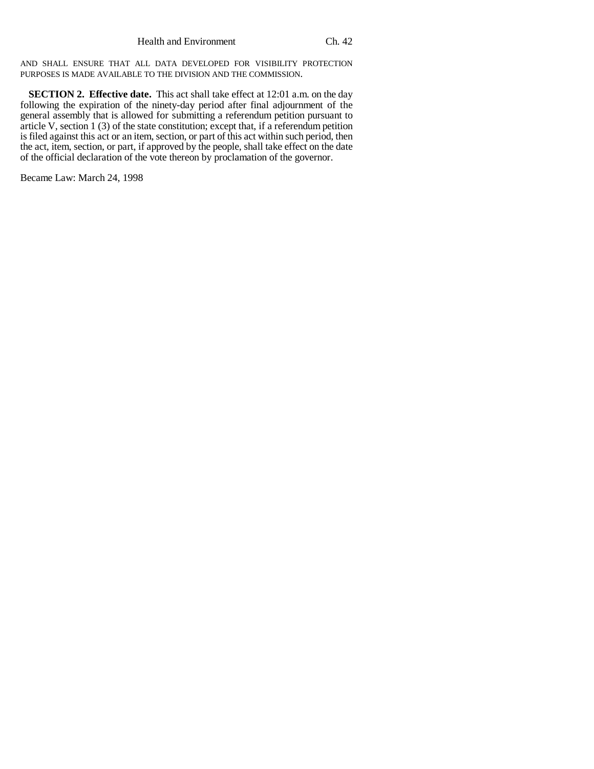AND SHALL ENSURE THAT ALL DATA DEVELOPED FOR VISIBILITY PROTECTION PURPOSES IS MADE AVAILABLE TO THE DIVISION AND THE COMMISSION.

**SECTION 2. Effective date.** This act shall take effect at 12:01 a.m. on the day following the expiration of the ninety-day period after final adjournment of the general assembly that is allowed for submitting a referendum petition pursuant to article V, section 1 (3) of the state constitution; except that, if a referendum petition is filed against this act or an item, section, or part of this act within such period, then the act, item, section, or part, if approved by the people, shall take effect on the date of the official declaration of the vote thereon by proclamation of the governor.

Became Law: March 24, 1998